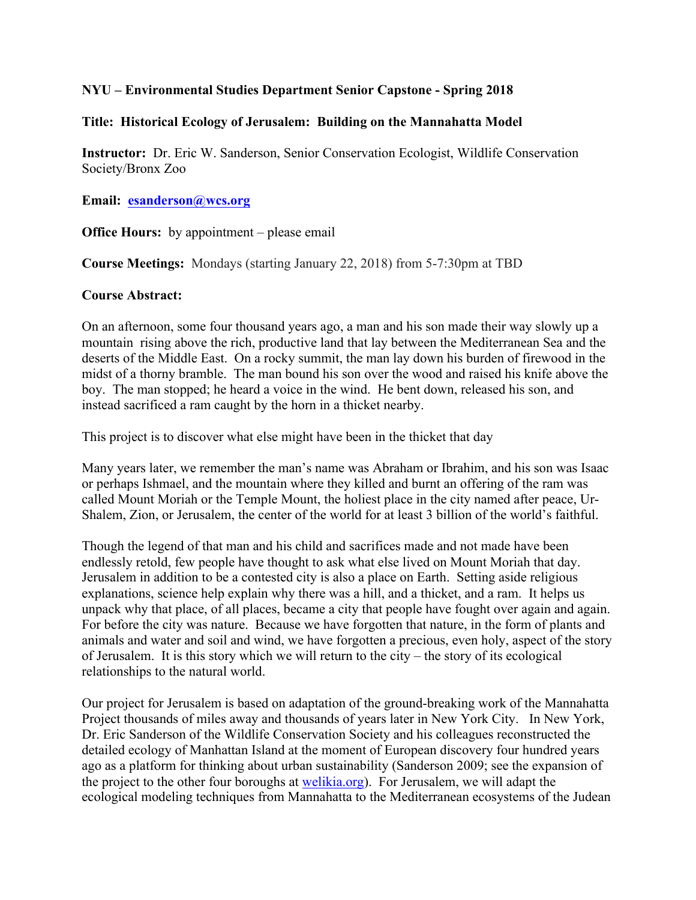**NYU – Environmental Studies Department Senior Capstone - Spring 2018**

**Title: Historical Ecology of Jerusalem: Building on the Mannahatta Model**

**Instructor:** Dr. Eric W. Sanderson, Senior Conservation Ecologist, Wildlife Conservation Society/Bronx Zoo

**Email:** **esanderson@wcs.org**

**Office Hours:** by appointment – please email

**Course Meetings:** Mondays (starting January 22, 2018) from 5-7:30pm at TBD

**Course Abstract:**

On an afternoon, some four thousand years ago, a man and his son made their way slowly up a mountain rising above the rich, productive land that lay between the Mediterranean Sea and the deserts of the Middle East. On a rocky summit, the man lay down his burden of firewood in the midst of a thorny bramble. The man bound his son over the wood and raised his knife above the boy. The man stopped; he heard a voice in the wind. He bent down, released his son, and instead sacrificed a ram caught by the horn in a thicket nearby.

This project is to discover what else might have been in the thicket that day

Many years later, we remember the man's name was Abraham or Ibrahim, and his son was Isaac or perhaps Ishmael, and the mountain where they killed and burnt an offering of the ram was called Mount Moriah or the Temple Mount, the holiest place in the city named after peace, Ur-Shalem, Zion, or Jerusalem, the center of the world for at least 3 billion of the world's faithful.

Though the legend of that man and his child and sacrifices made and not made have been endlessly retold, few people have thought to ask what else lived on Mount Moriah that day. Jerusalem in addition to be a contested city is also a place on Earth. Setting aside religious explanations, science help explain why there was a hill, and a thicket, and a ram. It helps us unpack why that place, of all places, became a city that people have fought over again and again. For before the city was nature. Because we have forgotten that nature, in the form of plants and animals and water and soil and wind, we have forgotten a precious, even holy, aspect of the story of Jerusalem. It is this story which we will return to the city – the story of its ecological relationships to the natural world.

Our project for Jerusalem is based on adaptation of the ground-breaking work of the Mannahatta Project thousands of miles away and thousands of years later in New York City. In New York, Dr. Eric Sanderson of the Wildlife Conservation Society and his colleagues reconstructed the detailed ecology of Manhattan Island at the moment of European discovery four hundred years ago as a platform for thinking about urban sustainability (Sanderson 2009; see the expansion of the project to the other four boroughs at welikia.org). For Jerusalem, we will adapt the ecological modeling techniques from Mannahatta to the Mediterranean ecosystems of the Judean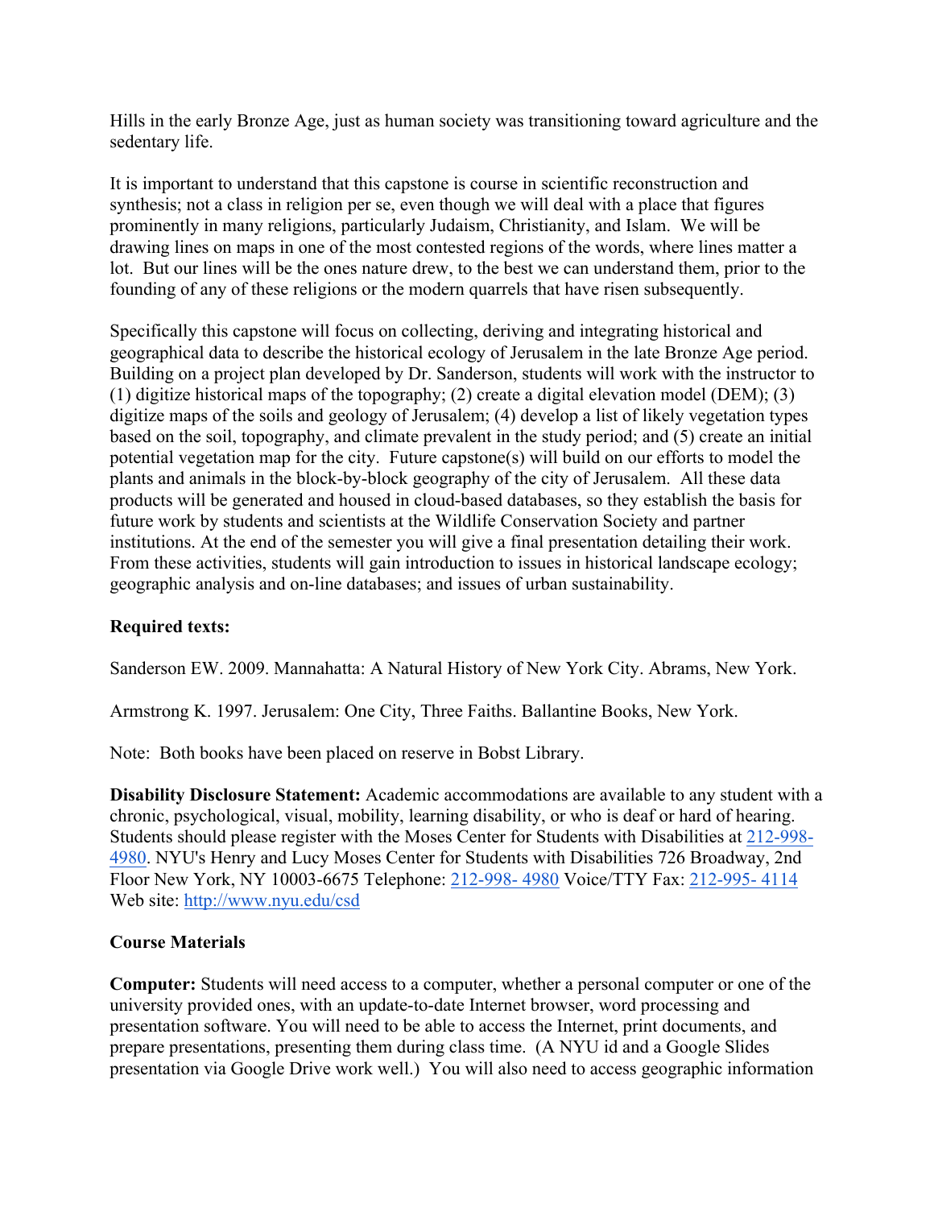Hills in the early Bronze Age, just as human society was transitioning toward agriculture and the sedentary life.

It is important to understand that this capstone is course in scientific reconstruction and synthesis; not a class in religion per se, even though we will deal with a place that figures prominently in many religions, particularly Judaism, Christianity, and Islam. We will be drawing lines on maps in one of the most contested regions of the words, where lines matter a lot. But our lines will be the ones nature drew, to the best we can understand them, prior to the founding of any of these religions or the modern quarrels that have risen subsequently.

Specifically this capstone will focus on collecting, deriving and integrating historical and geographical data to describe the historical ecology of Jerusalem in the late Bronze Age period. Building on a project plan developed by Dr. Sanderson, students will work with the instructor to (1) digitize historical maps of the topography; (2) create a digital elevation model (DEM); (3) digitize maps of the soils and geology of Jerusalem; (4) develop a list of likely vegetation types based on the soil, topography, and climate prevalent in the study period; and (5) create an initial potential vegetation map for the city. Future capstone(s) will build on our efforts to model the plants and animals in the block-by-block geography of the city of Jerusalem. All these data products will be generated and housed in cloud-based databases, so they establish the basis for future work by students and scientists at the Wildlife Conservation Society and partner institutions. At the end of the semester you will give a final presentation detailing their work. From these activities, students will gain introduction to issues in historical landscape ecology; geographic analysis and on-line databases; and issues of urban sustainability.

**Required texts:**

Sanderson EW. 2009. Mannahatta: A Natural History of New York City. Abrams, New York.

Armstrong K. 1997. Jerusalem: One City, Three Faiths. Ballantine Books, New York.

Note: Both books have been placed on reserve in Bobst Library.

**Disability Disclosure Statement:** Academic accommodations are available to any student with a chronic, psychological, visual, mobility, learning disability, or who is deaf or hard of hearing. Students should please register with the Moses Center for Students with Disabilities at 212-998-4980. NYU's Henry and Lucy Moses Center for Students with Disabilities 726 Broadway, 2nd Floor New York, NY 10003-6675 Telephone: 212-998- 4980 Voice/TTY Fax: 212-995- 4114 Web site: http://www.nyu.edu/csd

**Course Materials**

**Computer:** Students will need access to a computer, whether a personal computer or one of the university provided ones, with an update-to-date Internet browser, word processing and presentation software. You will need to be able to access the Internet, print documents, and prepare presentations, presenting them during class time. (A NYU id and a Google Slides presentation via Google Drive work well.) You will also need to access geographic information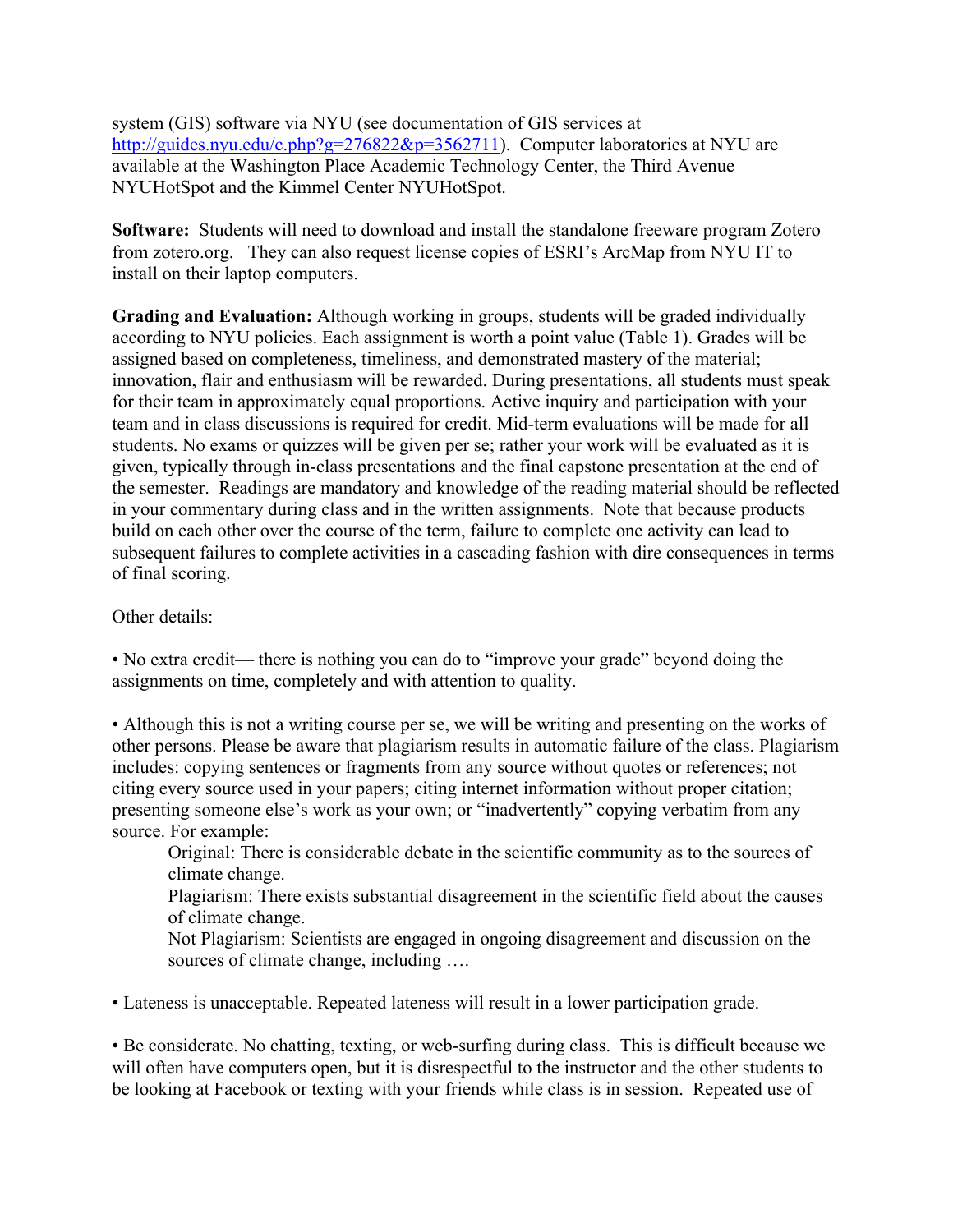system (GIS) software via NYU (see documentation of GIS services at [http://guides.nyu.edu/c.php?g=276822&p=3562711](http://guides.nyu.edu/c.php?g=276822&p=3562711)). Computer laboratories at NYU are available at the Washington Place Academic Technology Center, the Third Avenue NYUHotSpot and the Kimmel Center NYUHotSpot.

**Software:** Students will need to download and install the standalone freeware program Zotero from zotero.org. They can also request license copies of ESRI's ArcMap from NYU IT to install on their laptop computers.

**Grading and Evaluation:** Although working in groups, students will be graded individually according to NYU policies. Each assignment is worth a point value (Table 1). Grades will be assigned based on completeness, timeliness, and demonstrated mastery of the material; innovation, flair and enthusiasm will be rewarded. During presentations, all students must speak for their team in approximately equal proportions. Active inquiry and participation with your team and in class discussions is required for credit. Mid-term evaluations will be made for all students. No exams or quizzes will be given per se; rather your work will be evaluated as it is given, typically through in-class presentations and the final capstone presentation at the end of the semester. Readings are mandatory and knowledge of the reading material should be reflected in your commentary during class and in the written assignments. Note that because products build on each other over the course of the term, failure to complete one activity can lead to subsequent failures to complete activities in a cascading fashion with dire consequences in terms of final scoring.

Other details:

• No extra credit— there is nothing you can do to "improve your grade" beyond doing the assignments on time, completely and with attention to quality.

• Although this is not a writing course per se, we will be writing and presenting on the works of other persons. Please be aware that plagiarism results in automatic failure of the class. Plagiarism includes: copying sentences or fragments from any source without quotes or references; not citing every source used in your papers; citing internet information without proper citation; presenting someone else's work as your own; or "inadvertently" copying verbatim from any source. For example:

> Original: There is considerable debate in the scientific community as to the sources of climate change.
> Plagiarism: There exists substantial disagreement in the scientific field about the causes of climate change.
> Not Plagiarism: Scientists are engaged in ongoing disagreement and discussion on the sources of climate change, including ….

• Lateness is unacceptable. Repeated lateness will result in a lower participation grade.

• Be considerate. No chatting, texting, or web-surfing during class. This is difficult because we will often have computers open, but it is disrespectful to the instructor and the other students to be looking at Facebook or texting with your friends while class is in session. Repeated use of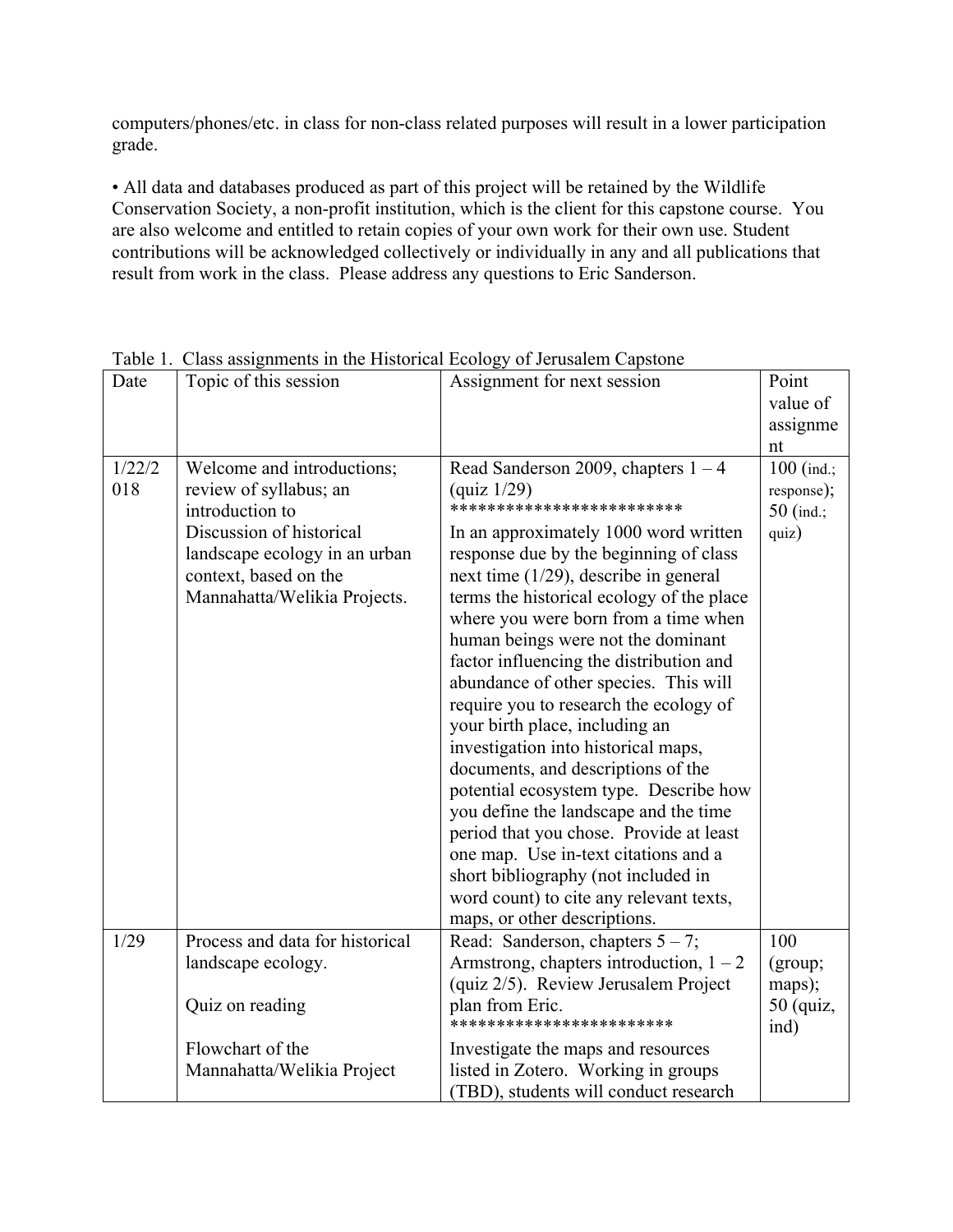computers/phones/etc. in class for non-class related purposes will result in a lower participation grade.

• All data and databases produced as part of this project will be retained by the Wildlife Conservation Society, a non-profit institution, which is the client for this capstone course. You are also welcome and entitled to retain copies of your own work for their own use. Student contributions will be acknowledged collectively or individually in any and all publications that result from work in the class. Please address any questions to Eric Sanderson.

Table 1. Class assignments in the Historical Ecology of Jerusalem Capstone

| Date | Topic of this session | Assignment for next session | Point value of assignment |
|---|---|---|---|
| 1/22/2018 | Welcome and introductions; review of syllabus; an introduction to Discussion of historical landscape ecology in an urban context, based on the Mannahatta/Welikia Projects. | Read Sanderson 2009, chapters 1 – 4 (quiz 1/29)<br>*************************<br>In an approximately 1000 word written response due by the beginning of class next time (1/29), describe in general terms the historical ecology of the place where you were born from a time when human beings were not the dominant factor influencing the distribution and abundance of other species. This will require you to research the ecology of your birth place, including an investigation into historical maps, documents, and descriptions of the potential ecosystem type. Describe how you define the landscape and the time period that you chose. Provide at least one map. Use in-text citations and a short bibliography (not included in word count) to cite any relevant texts, maps, or other descriptions. | 100 (ind.; response); 50 (ind.; quiz) |
| 1/29 | Process and data for historical landscape ecology.<br><br>Quiz on reading<br><br>Flowchart of the Mannahatta/Welikia Project | Read: Sanderson, chapters 5 – 7; Armstrong, chapters introduction, 1 – 2 (quiz 2/5). Review Jerusalem Project plan from Eric.<br>************************<br>Investigate the maps and resources listed in Zotero. Working in groups (TBD), students will conduct research | 100 (group; maps); 50 (quiz, ind) |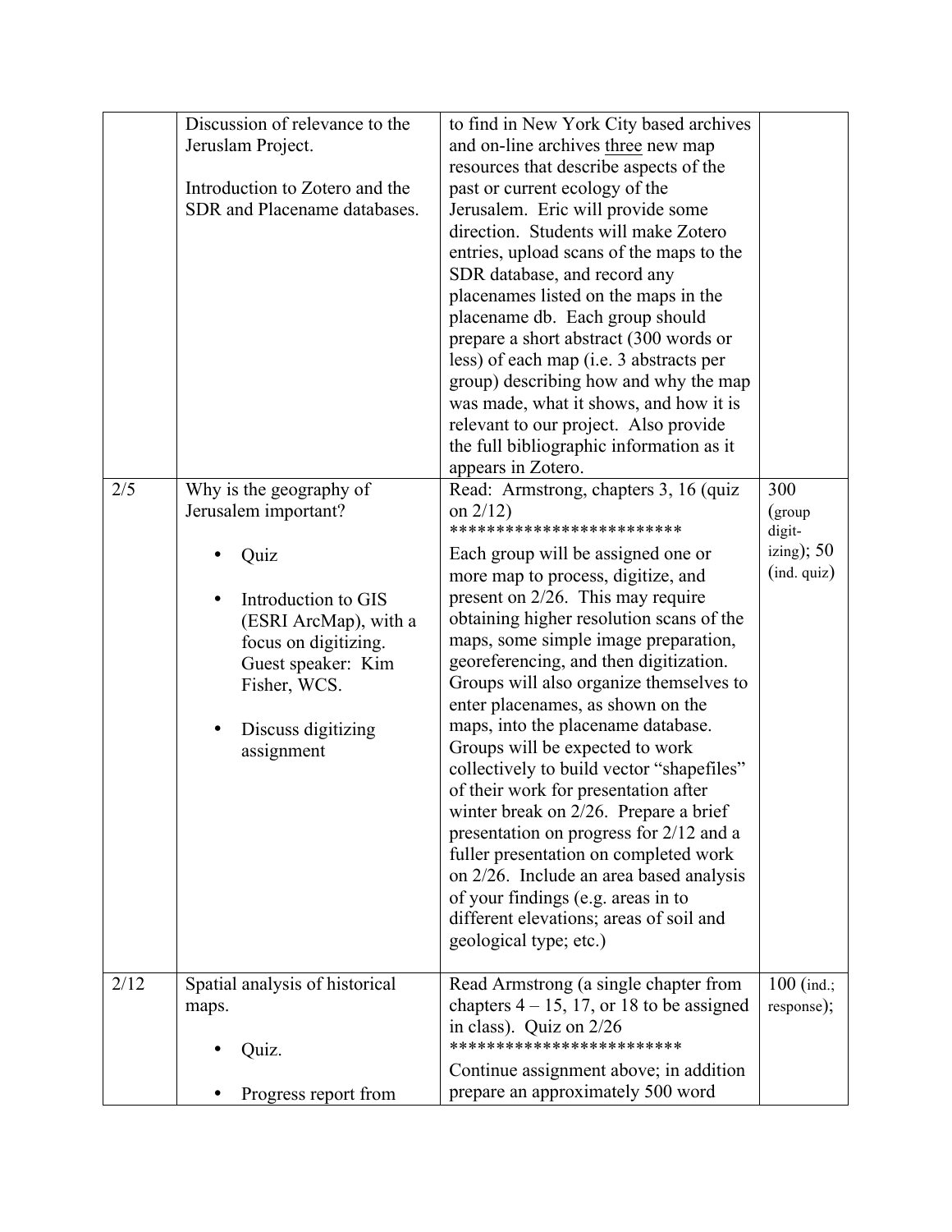|  |  |  |  |
|---|---|---|---|
|  | Discussion of relevance to the Jeruslam Project.<br><br>Introduction to Zotero and the SDR and Placename databases. | to find in New York City based archives and on-line archives <u>three</u> new map resources that describe aspects of the past or current ecology of the Jerusalem. Eric will provide some direction. Students will make Zotero entries, upload scans of the maps to the SDR database, and record any placenames listed on the maps in the placename db. Each group should prepare a short abstract (300 words or less) of each map (i.e. 3 abstracts per group) describing how and why the map was made, what it shows, and how it is relevant to our project. Also provide the full bibliographic information as it appears in Zotero. |  |
| 2/5 | Why is the geography of Jerusalem important?<br><br>• Quiz<br><br>• Introduction to GIS (ESRI ArcMap), with a focus on digitizing. Guest speaker: Kim Fisher, WCS.<br><br>• Discuss digitizing assignment | Read: Armstrong, chapters 3, 16 (quiz on 2/12)<br>************************<br>Each group will be assigned one or more map to process, digitize, and present on 2/26. This may require obtaining higher resolution scans of the maps, some simple image preparation, georeferencing, and then digitization. Groups will also organize themselves to enter placenames, as shown on the maps, into the placename database. Groups will be expected to work collectively to build vector "shapefiles" of their work for presentation after winter break on 2/26. Prepare a brief presentation on progress for 2/12 and a fuller presentation on completed work on 2/26. Include an area based analysis of your findings (e.g. areas in to different elevations; areas of soil and geological type; etc.) | 300 (group digit-izing); 50 (ind. quiz) |
| 2/12 | Spatial analysis of historical maps.<br><br>• Quiz.<br><br>• Progress report from | Read Armstrong (a single chapter from chapters 4 – 15, 17, or 18 to be assigned in class). Quiz on 2/26<br>************************<br>Continue assignment above; in addition prepare an approximately 500 word | 100 (ind.; response); |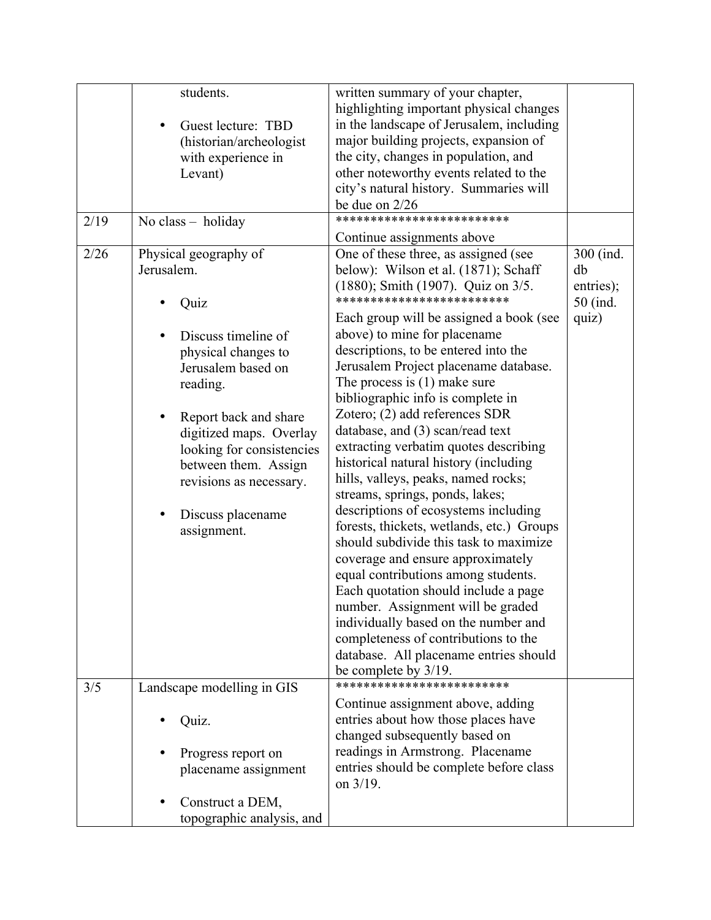| | | | |
|---|---|---|---|
| | students.<br><br>• Guest lecture: TBD (historian/archeologist with experience in Levant) | written summary of your chapter, highlighting important physical changes in the landscape of Jerusalem, including major building projects, expansion of the city, changes in population, and other noteworthy events related to the city's natural history. Summaries will be due on 2/26 | |
| 2/19 | No class – holiday | ************************<br>Continue assignments above | |
| 2/26 | Physical geography of Jerusalem.<br><br>• Quiz<br><br>• Discuss timeline of physical changes to Jerusalem based on reading.<br><br>• Report back and share digitized maps. Overlay looking for consistencies between them. Assign revisions as necessary.<br><br>• Discuss placename assignment. | One of these three, as assigned (see below): Wilson et al. (1871); Schaff (1880); Smith (1907). Quiz on 3/5.<br>************************<br>Each group will be assigned a book (see above) to mine for placename descriptions, to be entered into the Jerusalem Project placename database. The process is (1) make sure bibliographic info is complete in Zotero; (2) add references SDR database, and (3) scan/read text extracting verbatim quotes describing historical natural history (including hills, valleys, peaks, named rocks; streams, springs, ponds, lakes; descriptions of ecosystems including forests, thickets, wetlands, etc.) Groups should subdivide this task to maximize coverage and ensure approximately equal contributions among students. Each quotation should include a page number. Assignment will be graded individually based on the number and completeness of contributions to the database. All placename entries should be complete by 3/19. | 300 (ind. db entries); 50 (ind. quiz) |
| 3/5 | Landscape modelling in GIS<br><br>• Quiz.<br><br>• Progress report on placename assignment<br><br>• Construct a DEM, topographic analysis, and | ************************<br>Continue assignment above, adding entries about how those places have changed subsequently based on readings in Armstrong. Placename entries should be complete before class on 3/19. | |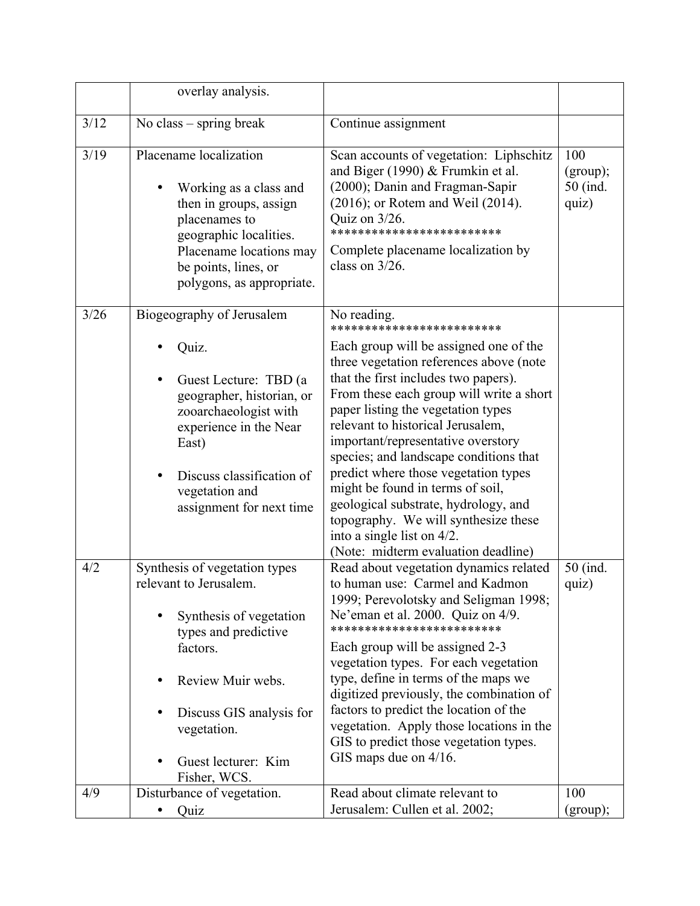| | | | |
|---|---|---|---|
| | overlay analysis. | | |
| 3/12 | No class – spring break | Continue assignment | |
| 3/19 | Placename localization<br><br>• Working as a class and then in groups, assign placenames to geographic localities. Placename locations may be points, lines, or polygons, as appropriate. | Scan accounts of vegetation: Liphschitz and Biger (1990) & Frumkin et al. (2000); Danin and Fragman-Sapir (2016); or Rotem and Weil (2014). Quiz on 3/26.<br>*************************<br>Complete placename localization by class on 3/26. | 100 (group); 50 (ind. quiz) |
| 3/26 | Biogeography of Jerusalem<br><br>• Quiz.<br><br>• Guest Lecture: TBD (a geographer, historian, or zooarchaeologist with experience in the Near East)<br><br>• Discuss classification of vegetation and assignment for next time | No reading.<br>*************************<br>Each group will be assigned one of the three vegetation references above (note that the first includes two papers). From these each group will write a short paper listing the vegetation types relevant to historical Jerusalem, important/representative overstory species; and landscape conditions that predict where those vegetation types might be found in terms of soil, geological substrate, hydrology, and topography. We will synthesize these into a single list on 4/2.<br>(Note: midterm evaluation deadline) | |
| 4/2 | Synthesis of vegetation types relevant to Jerusalem.<br><br>• Synthesis of vegetation types and predictive factors.<br><br>• Review Muir webs.<br><br>• Discuss GIS analysis for vegetation.<br><br>• Guest lecturer: Kim Fisher, WCS. | Read about vegetation dynamics related to human use: Carmel and Kadmon 1999; Perevolotsky and Seligman 1998; Ne'eman et al. 2000. Quiz on 4/9.<br>*************************<br>Each group will be assigned 2-3 vegetation types. For each vegetation type, define in terms of the maps we digitized previously, the combination of factors to predict the location of the vegetation. Apply those locations in the GIS to predict those vegetation types. GIS maps due on 4/16. | 50 (ind. quiz) |
| 4/9 | Disturbance of vegetation.<br>• Quiz | Read about climate relevant to Jerusalem: Cullen et al. 2002; | 100 (group); |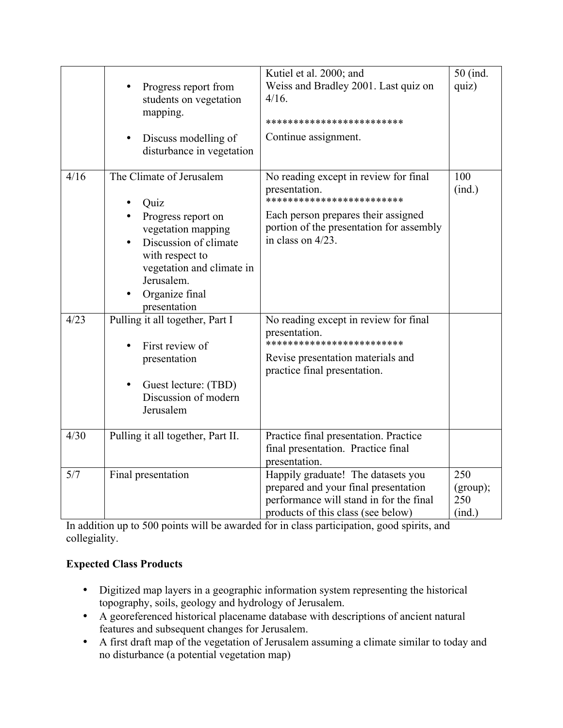| | | | |
|---|---|---|---|
| | • Progress report from students on vegetation mapping.<br><br>• Discuss modelling of disturbance in vegetation | Kutiel et al. 2000; and Weiss and Bradley 2001. Last quiz on 4/16.<br><br>*************************<br>Continue assignment. | 50 (ind. quiz) |
| 4/16 | The Climate of Jerusalem<br><br>• Quiz<br>• Progress report on vegetation mapping<br>• Discussion of climate with respect to vegetation and climate in Jerusalem.<br>• Organize final presentation | No reading except in review for final presentation.<br>*************************<br>Each person prepares their assigned portion of the presentation for assembly in class on 4/23. | 100 (ind.) |
| 4/23 | Pulling it all together, Part I<br><br>• First review of presentation<br><br>• Guest lecture: (TBD) Discussion of modern Jerusalem | No reading except in review for final presentation.<br>*************************<br>Revise presentation materials and practice final presentation. | |
| 4/30 | Pulling it all together, Part II. | Practice final presentation. Practice final presentation. Practice final presentation. | |
| 5/7 | Final presentation | Happily graduate! The datasets you prepared and your final presentation performance will stand in for the final products of this class (see below) | 250 (group); 250 (ind.) |

In addition up to 500 points will be awarded for in class participation, good spirits, and collegiality.

**Expected Class Products**

- Digitized map layers in a geographic information system representing the historical topography, soils, geology and hydrology of Jerusalem.
- A georeferenced historical placename database with descriptions of ancient natural features and subsequent changes for Jerusalem.
- A first draft map of the vegetation of Jerusalem assuming a climate similar to today and no disturbance (a potential vegetation map)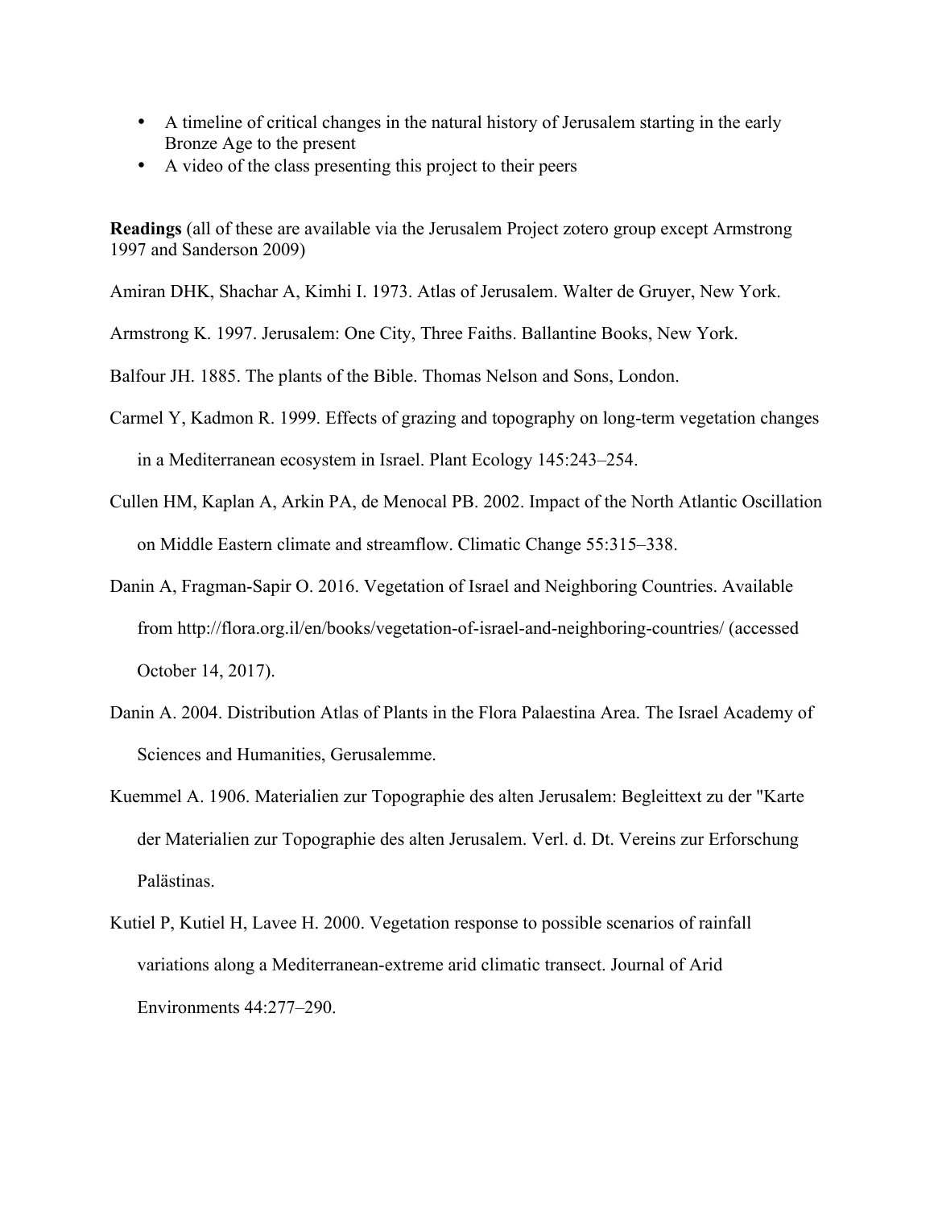- A timeline of critical changes in the natural history of Jerusalem starting in the early Bronze Age to the present
- A video of the class presenting this project to their peers

**Readings** (all of these are available via the Jerusalem Project zotero group except Armstrong 1997 and Sanderson 2009)

Amiran DHK, Shachar A, Kimhi I. 1973. Atlas of Jerusalem. Walter de Gruyer, New York.

Armstrong K. 1997. Jerusalem: One City, Three Faiths. Ballantine Books, New York.

Balfour JH. 1885. The plants of the Bible. Thomas Nelson and Sons, London.

Carmel Y, Kadmon R. 1999. Effects of grazing and topography on long-term vegetation changes in a Mediterranean ecosystem in Israel. Plant Ecology 145:243–254.

Cullen HM, Kaplan A, Arkin PA, de Menocal PB. 2002. Impact of the North Atlantic Oscillation on Middle Eastern climate and streamflow. Climatic Change 55:315–338.

Danin A, Fragman-Sapir O. 2016. Vegetation of Israel and Neighboring Countries. Available from http://flora.org.il/en/books/vegetation-of-israel-and-neighboring-countries/ (accessed October 14, 2017).

Danin A. 2004. Distribution Atlas of Plants in the Flora Palaestina Area. The Israel Academy of Sciences and Humanities, Gerusalemme.

Kuemmel A. 1906. Materialien zur Topographie des alten Jerusalem: Begleittext zu der "Karte der Materialien zur Topographie des alten Jerusalem. Verl. d. Dt. Vereins zur Erforschung Palästinas.

Kutiel P, Kutiel H, Lavee H. 2000. Vegetation response to possible scenarios of rainfall variations along a Mediterranean-extreme arid climatic transect. Journal of Arid Environments 44:277–290.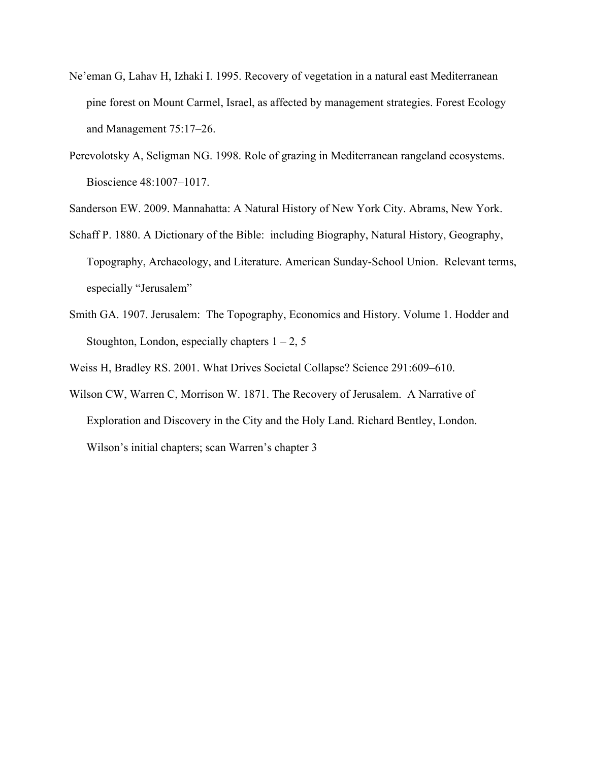Ne’eman G, Lahav H, Izhaki I. 1995. Recovery of vegetation in a natural east Mediterranean pine forest on Mount Carmel, Israel, as affected by management strategies. Forest Ecology and Management 75:17–26.

Perevolotsky A, Seligman NG. 1998. Role of grazing in Mediterranean rangeland ecosystems. Bioscience 48:1007–1017.

Sanderson EW. 2009. Mannahatta: A Natural History of New York City. Abrams, New York.

Schaff P. 1880. A Dictionary of the Bible: including Biography, Natural History, Geography, Topography, Archaeology, and Literature. American Sunday-School Union. Relevant terms, especially “Jerusalem”

Smith GA. 1907. Jerusalem: The Topography, Economics and History. Volume 1. Hodder and Stoughton, London, especially chapters 1 – 2, 5

Weiss H, Bradley RS. 2001. What Drives Societal Collapse? Science 291:609–610.

Wilson CW, Warren C, Morrison W. 1871. The Recovery of Jerusalem. A Narrative of Exploration and Discovery in the City and the Holy Land. Richard Bentley, London. Wilson’s initial chapters; scan Warren’s chapter 3